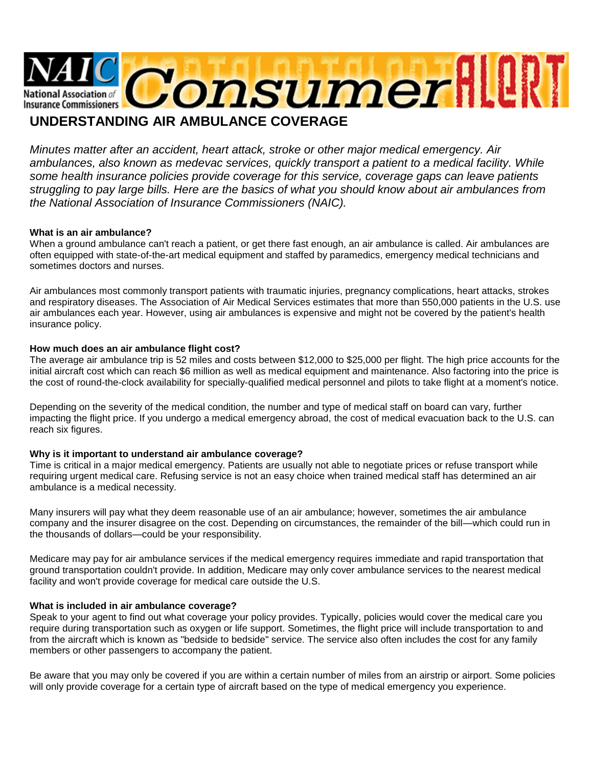NAIC National Association of Insurance Commissioners Consumer ALERT

# UNDERSTANDING AIR AMBULANCE COVERAGE

*Minutes matter after an accident, heart attack, stroke or other major medical emergency. Air ambulances, also known as medevac services, quickly transport a patient to a medical facility. While some health insurance policies provide coverage for this service, coverage gaps can leave patients struggling to pay large bills. Here are the basics of what you should know about air ambulances from the National Association of Insurance Commissioners (NAIC).*

**What is an air ambulance?**

When a ground ambulance can't reach a patient, or get there fast enough, an air ambulance is called. Air ambulances are often equipped with state-of-the-art medical equipment and staffed by paramedics, emergency medical technicians and sometimes doctors and nurses.

Air ambulances most commonly transport patients with traumatic injuries, pregnancy complications, heart attacks, strokes and respiratory diseases. The Association of Air Medical Services estimates that more than 550,000 patients in the U.S. use air ambulances each year. However, using air ambulances is expensive and might not be covered by the patient's health insurance policy.

**How much does an air ambulance flight cost?**

The average air ambulance trip is 52 miles and costs between $12,000 to $25,000 per flight. The high price accounts for the initial aircraft cost which can reach $6 million as well as medical equipment and maintenance. Also factoring into the price is the cost of round-the-clock availability for specially-qualified medical personnel and pilots to take flight at a moment's notice.

Depending on the severity of the medical condition, the number and type of medical staff on board can vary, further impacting the flight price. If you undergo a medical emergency abroad, the cost of medical evacuation back to the U.S. can reach six figures.

**Why is it important to understand air ambulance coverage?**

Time is critical in a major medical emergency. Patients are usually not able to negotiate prices or refuse transport while requiring urgent medical care. Refusing service is not an easy choice when trained medical staff has determined an air ambulance is a medical necessity.

Many insurers will pay what they deem reasonable use of an air ambulance; however, sometimes the air ambulance company and the insurer disagree on the cost. Depending on circumstances, the remainder of the bill—which could run in the thousands of dollars—could be your responsibility.

Medicare may pay for air ambulance services if the medical emergency requires immediate and rapid transportation that ground transportation couldn't provide. In addition, Medicare may only cover ambulance services to the nearest medical facility and won't provide coverage for medical care outside the U.S.

**What is included in air ambulance coverage?**

Speak to your agent to find out what coverage your policy provides. Typically, policies would cover the medical care you require during transportation such as oxygen or life support. Sometimes, the flight price will include transportation to and from the aircraft which is known as "bedside to bedside" service. The service also often includes the cost for any family members or other passengers to accompany the patient.

Be aware that you may only be covered if you are within a certain number of miles from an airstrip or airport. Some policies will only provide coverage for a certain type of aircraft based on the type of medical emergency you experience.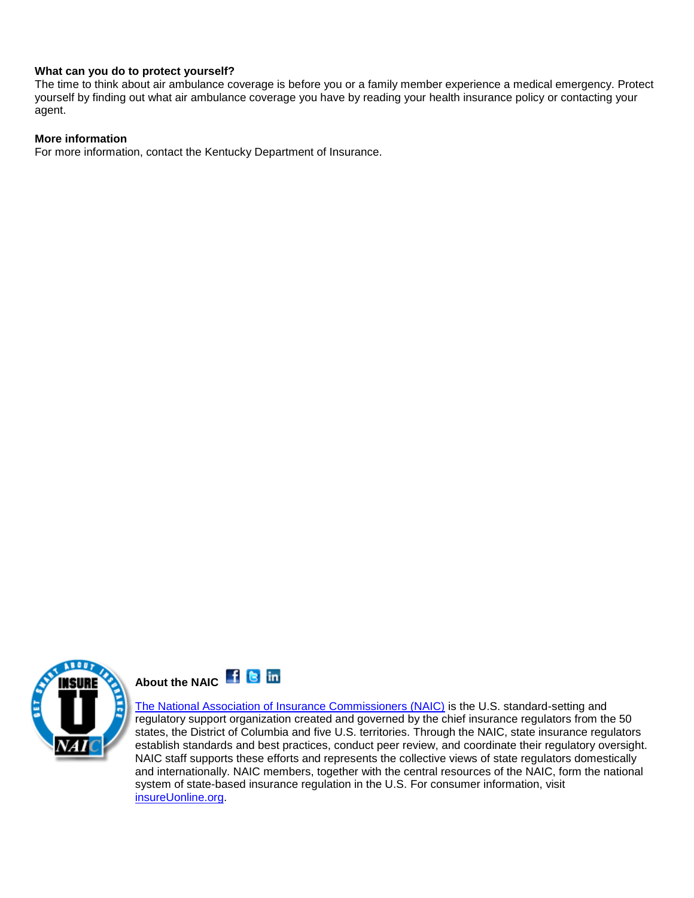**What can you do to protect yourself?**
The time to think about air ambulance coverage is before you or a family member experience a medical emergency. Protect yourself by finding out what air ambulance coverage you have by reading your health insurance policy or contacting your agent.

**More information**
For more information, contact the Kentucky Department of Insurance.

**About the NAIC**

[The National Association of Insurance Commissioners (NAIC)](#) is the U.S. standard-setting and regulatory support organization created and governed by the chief insurance regulators from the 50 states, the District of Columbia and five U.S. territories. Through the NAIC, state insurance regulators establish standards and best practices, conduct peer review, and coordinate their regulatory oversight. NAIC staff supports these efforts and represents the collective views of state regulators domestically and internationally. NAIC members, together with the central resources of the NAIC, form the national system of state-based insurance regulation in the U.S. For consumer information, visit [insureUonline.org](#).